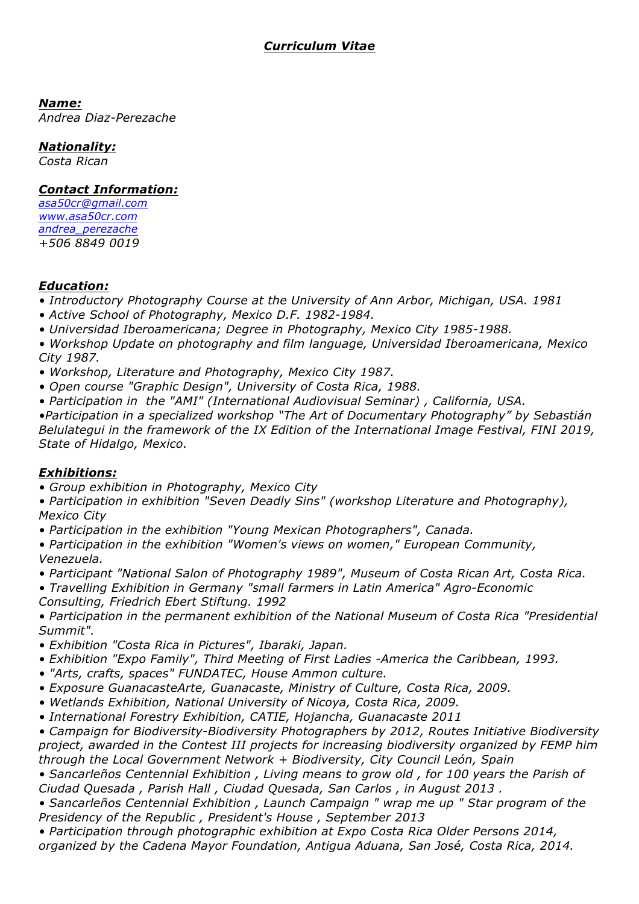# *Curriculum Vitae*

***Name:***
*Andrea Diaz-Perezache*

***Nationality:***
*Costa Rican*

***Contact Information:***
*asa50cr@gmail.com*
*www.asa50cr.com*
*andrea_perezache*
*+506 8849 0019*

***Education:***

- *Introductory Photography Course at the University of Ann Arbor, Michigan, USA. 1981*
- *Active School of Photography, Mexico D.F. 1982-1984.*
- *Universidad Iberoamericana; Degree in Photography, Mexico City 1985-1988.*
- *Workshop Update on photography and film language, Universidad Iberoamericana, Mexico City 1987.*
- *Workshop, Literature and Photography, Mexico City 1987.*
- *Open course "Graphic Design", University of Costa Rica, 1988.*
- *Participation in the "AMI" (International Audiovisual Seminar) , California, USA.*
- *Participation in a specialized workshop "The Art of Documentary Photography" by Sebastián Belulategui in the framework of the IX Edition of the International Image Festival, FINI 2019, State of Hidalgo, Mexico.*

***Exhibitions:***

- *Group exhibition in Photography, Mexico City*
- *Participation in exhibition "Seven Deadly Sins" (workshop Literature and Photography), Mexico City*
- *Participation in the exhibition "Young Mexican Photographers", Canada.*
- *Participation in the exhibition "Women's views on women," European Community, Venezuela.*
- *Participant "National Salon of Photography 1989", Museum of Costa Rican Art, Costa Rica.*
- *Travelling Exhibition in Germany "small farmers in Latin America" Agro-Economic Consulting, Friedrich Ebert Stiftung. 1992*
- *Participation in the permanent exhibition of the National Museum of Costa Rica "Presidential Summit".*
- *Exhibition "Costa Rica in Pictures", Ibaraki, Japan.*
- *Exhibition "Expo Family", Third Meeting of First Ladies -America the Caribbean, 1993.*
- *"Arts, crafts, spaces" FUNDATEC, House Ammon culture.*
- *Exposure GuanacasteArte, Guanacaste, Ministry of Culture, Costa Rica, 2009.*
- *Wetlands Exhibition, National University of Nicoya, Costa Rica, 2009.*
- *International Forestry Exhibition, CATIE, Hojancha, Guanacaste 2011*
- *Campaign for Biodiversity-Biodiversity Photographers by 2012, Routes Initiative Biodiversity project, awarded in the Contest III projects for increasing biodiversity organized by FEMP him through the Local Government Network + Biodiversity, City Council León, Spain*
- *Sancarleños Centennial Exhibition , Living means to grow old , for 100 years the Parish of Ciudad Quesada , Parish Hall , Ciudad Quesada, San Carlos , in August 2013 .*
- *Sancarleños Centennial Exhibition , Launch Campaign " wrap me up " Star program of the Presidency of the Republic , President's House , September 2013*
- *Participation through photographic exhibition at Expo Costa Rica Older Persons 2014, organized by the Cadena Mayor Foundation, Antigua Aduana, San José, Costa Rica, 2014.*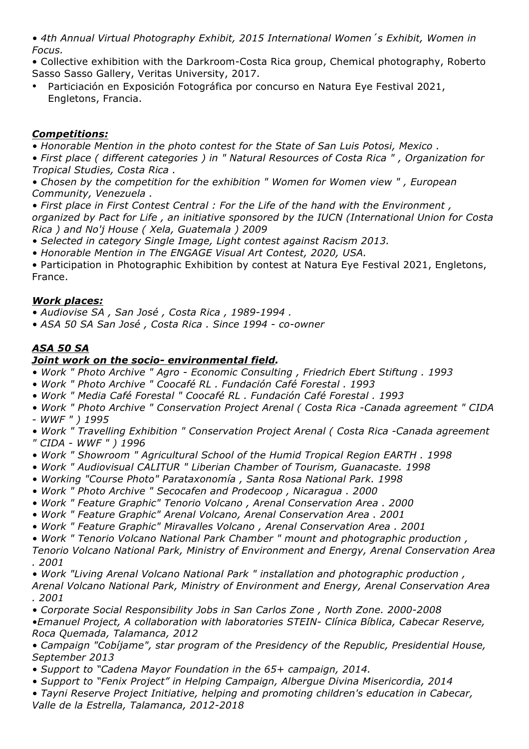- *4th Annual Virtual Photography Exhibit, 2015 International Women´s Exhibit, Women in Focus.*
- Collective exhibition with the Darkroom-Costa Rica group, Chemical photography, Roberto Sasso Sasso Gallery, Veritas University, 2017.
- Particiación en Exposición Fotográfica por concurso en Natura Eye Festival 2021, Engletons, Francia.

### ***Competitions:***

- *Honorable Mention in the photo contest for the State of San Luis Potosi, Mexico .*
- *First place ( different categories ) in " Natural Resources of Costa Rica " , Organization for Tropical Studies, Costa Rica .*
- *Chosen by the competition for the exhibition " Women for Women view " , European Community, Venezuela .*
- *First place in First Contest Central : For the Life of the hand with the Environment , organized by Pact for Life , an initiative sponsored by the IUCN (International Union for Costa Rica ) and No'j House ( Xela, Guatemala ) 2009*
- *Selected in category Single Image, Light contest against Racism 2013.*
- *Honorable Mention in The ENGAGE Visual Art Contest, 2020, USA.*
- Participation in Photographic Exhibition by contest at Natura Eye Festival 2021, Engletons, France.

### ***Work places:***

- *Audiovise SA , San José , Costa Rica , 1989-1994 .*
- *ASA 50 SA San José , Costa Rica . Since 1994 - co-owner*

### ***ASA 50 SA***

#### ***Joint work on the socio- environmental field.***

- *Work " Photo Archive " Agro - Economic Consulting , Friedrich Ebert Stiftung . 1993*
- *Work " Photo Archive " Coocafé RL . Fundación Café Forestal . 1993*
- *Work " Media Café Forestal " Coocafé RL . Fundación Café Forestal . 1993*
- *Work " Photo Archive " Conservation Project Arenal ( Costa Rica -Canada agreement " CIDA - WWF " ) 1995*
- *Work " Travelling Exhibition " Conservation Project Arenal ( Costa Rica -Canada agreement " CIDA - WWF " ) 1996*
- *Work " Showroom " Agricultural School of the Humid Tropical Region EARTH . 1998*
- *Work " Audiovisual CALITUR " Liberian Chamber of Tourism, Guanacaste. 1998*
- *Working "Course Photo" Parataxonomía , Santa Rosa National Park. 1998*
- *Work " Photo Archive " Secocafen and Prodecoop , Nicaragua . 2000*
- *Work " Feature Graphic" Tenorio Volcano , Arenal Conservation Area . 2000*
- *Work " Feature Graphic" Arenal Volcano, Arenal Conservation Area . 2001*
- *Work " Feature Graphic" Miravalles Volcano , Arenal Conservation Area . 2001*
- *Work " Tenorio Volcano National Park Chamber " mount and photographic production , Tenorio Volcano National Park, Ministry of Environment and Energy, Arenal Conservation Area . 2001*
- *Work "Living Arenal Volcano National Park " installation and photographic production , Arenal Volcano National Park, Ministry of Environment and Energy, Arenal Conservation Area . 2001*
- *Corporate Social Responsibility Jobs in San Carlos Zone , North Zone. 2000-2008*
- *Emanuel Project, A collaboration with laboratories STEIN- Clínica Bíblica, Cabecar Reserve, Roca Quemada, Talamanca, 2012*
- *Campaign "Cobíjame", star program of the Presidency of the Republic, Presidential House, September 2013*
- *Support to "Cadena Mayor Foundation in the 65+ campaign, 2014.*
- *Support to "Fenix Project" in Helping Campaign, Albergue Divina Misericordia, 2014*
- *Tayni Reserve Project Initiative, helping and promoting children's education in Cabecar, Valle de la Estrella, Talamanca, 2012-2018*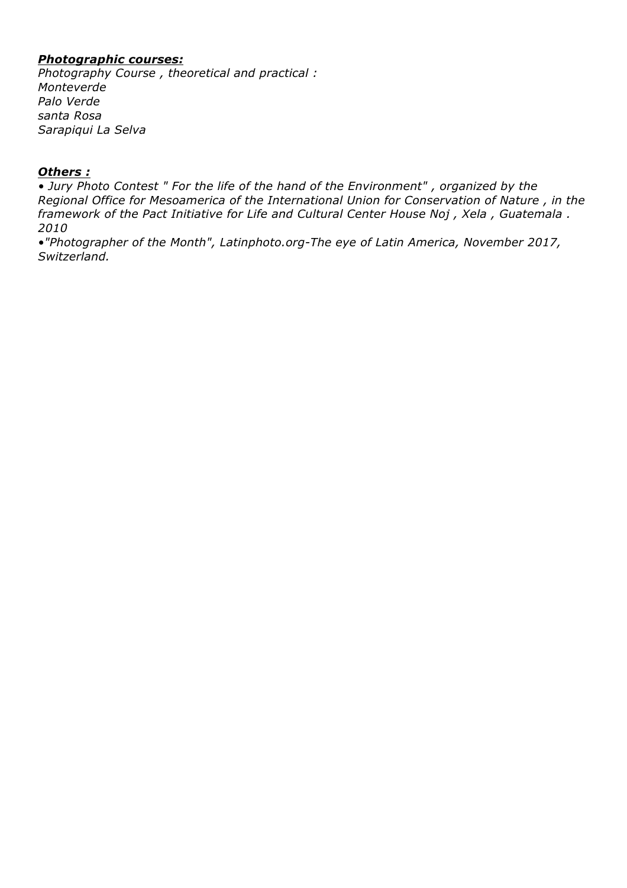***Photographic courses:***

*Photography Course , theoretical and practical :*
*Monteverde*
*Palo Verde*
*santa Rosa*
*Sarapiqui La Selva*

***Others :***

*• Jury Photo Contest " For the life of the hand of the Environment" , organized by the Regional Office for Mesoamerica of the International Union for Conservation of Nature , in the framework of the Pact Initiative for Life and Cultural Center House Noj , Xela , Guatemala . 2010*

*•"Photographer of the Month", Latinphoto.org-The eye of Latin America, November 2017, Switzerland.*